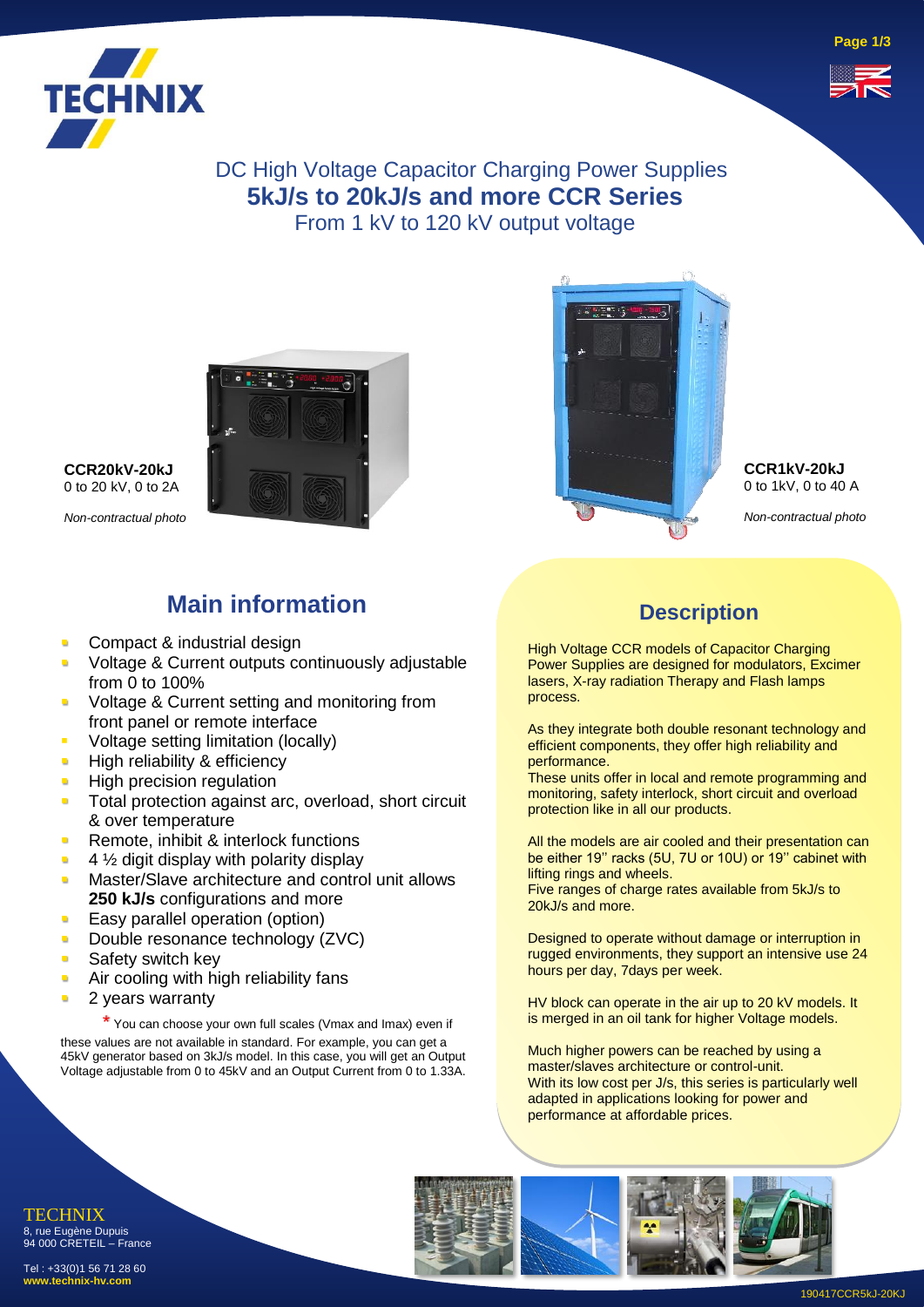# DC High Voltage Capacitor Charging Power Supplies

## 5kJ/s to 20kJ/s and more CCR Series

From 1 kV to 120 kV output voltage

**CCR20kV-20kJ**
0 to 20 kV, 0 to 2A

*Non-contractual photo*

**CCR1kV-20kJ**
0 to 1kV, 0 to 40 A

*Non-contractual photo*

## Main information

- Compact & industrial design
- Voltage & Current outputs continuously adjustable from 0 to 100%
- Voltage & Current setting and monitoring from front panel or remote interface
- Voltage setting limitation (locally)
- High reliability & efficiency
- High precision regulation
- Total protection against arc, overload, short circuit & over temperature
- Remote, inhibit & interlock functions
- 4 ½ digit display with polarity display
- Master/Slave architecture and control unit allows **250 kJ/s** configurations and more
- Easy parallel operation (option)
- Double resonance technology (ZVC)
- Safety switch key
- Air cooling with high reliability fans
- 2 years warranty

* You can choose your own full scales (Vmax and Imax) even if these values are not available in standard. For example, you can get a 45kV generator based on 3kJ/s model. In this case, you will get an Output Voltage adjustable from 0 to 45kV and an Output Current from 0 to 1.33A.

## Description

High Voltage CCR models of Capacitor Charging Power Supplies are designed for modulators, Excimer lasers, X-ray radiation Therapy and Flash lamps process.

As they integrate both double resonant technology and efficient components, they offer high reliability and performance.
These units offer in local and remote programming and monitoring, safety interlock, short circuit and overload protection like in all our products.

All the models are air cooled and their presentation can be either 19'' racks (5U, 7U or 10U) or 19'' cabinet with lifting rings and wheels.
Five ranges of charge rates available from 5kJ/s to 20kJ/s and more.

Designed to operate without damage or interruption in rugged environments, they support an intensive use 24 hours per day, 7days per week.

HV block can operate in the air up to 20 kV models. It is merged in an oil tank for higher Voltage models.

Much higher powers can be reached by using a master/slaves architecture or control-unit.
With its low cost per J/s, this series is particularly well adapted in applications looking for power and performance at affordable prices.

TECHNIX
8, rue Eugène Dupuis
94 000 CRETEIL – France

Tel : +33(0)1 56 71 28 60
**www.technix-hv.com**

190417CCR5kJ-20KJ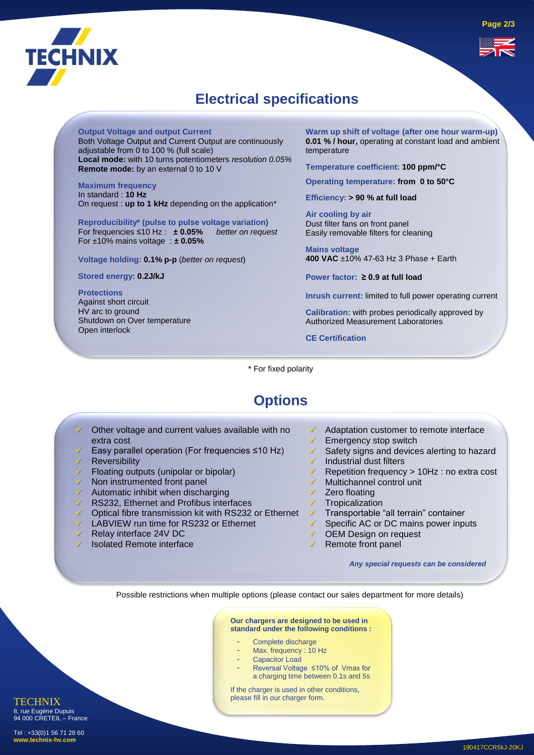# Electrical specifications

**Output Voltage and output Current**
Both Voltage Output and Current Output are continuously adjustable from 0 to 100 % (full scale)
**Local mode:** with 10 turns potentiometers *resolution 0.05%*
**Remote mode:** by an external 0 to 10 V

**Maximum frequency**
In standard : **10 Hz**
On request : **up to 1 kHz** depending on the application*

**Reproducibility* (pulse to pulse voltage variation)**
For frequencies ≤10 Hz : **± 0.05%** *better on request*
For ±10% mains voltage : **± 0.05%**

**Voltage holding:** **0.1% p-p** (*better on request*)

**Stored energy:** **0.2J/kJ**

**Protections**
Against short circuit
HV arc to ground
Shutdown on Over temperature
Open interlock

**Warm up shift of voltage (after one hour warm-up)**
**0.01 % / hour,** operating at constant load and ambient temperature

**Temperature coefficient:** **100 ppm/°C**

**Operating temperature:** **from 0 to 50°C**

**Efficiency:** **> 90 % at full load**

**Air cooling by air**
Dust filter fans on front panel
Easily removable filters for cleaning

**Mains voltage**
**400 VAC** ±10% 47-63 Hz 3 Phase + Earth

**Power factor:** **≥ 0.9 at full load**

**Inrush current:** limited to full power operating current

**Calibration:** with probes periodically approved by Authorized Measurement Laboratories

**CE Certification**

\* For fixed polarity

# Options

- Other voltage and current values available with no extra cost
- Easy parallel operation (For frequencies ≤10 Hz)
- Reversibility
- Floating outputs (unipolar or bipolar)
- Non instrumented front panel
- Automatic inhibit when discharging
- RS232, Ethernet and Profibus interfaces
- Optical fibre transmission kit with RS232 or Ethernet
- LABVIEW run time for RS232 or Ethernet
- Relay interface 24V DC
- Isolated Remote interface
- Adaptation customer to remote interface
- Emergency stop switch
- Safety signs and devices alerting to hazard
- Industrial dust filters
- Repetition frequency > 10Hz : no extra cost
- Multichannel control unit
- Zero floating
- Tropicalization
- Transportable "all terrain" container
- Specific AC or DC mains power inputs
- OEM Design on request
- Remote front panel

***Any special requests can be considered***

Possible restrictions when multiple options (please contact our sales department for more details)

**Our chargers are designed to be used in standard under the following conditions :**

- Complete discharge
- Max. frequency : 10 Hz
- Capacitor Load
- Reversal Voltage ≤10% of Vmax for a charging time between 0.1s and 5s

If the charger is used in other conditions, please fill in our charger form.

TECHNIX
8, rue Eugène Dupuis
94 000 CRETEIL – France

Tel : +33(0)1 56 71 28 60
**www.technix-hv.com**

190417CCR5kJ-20KJ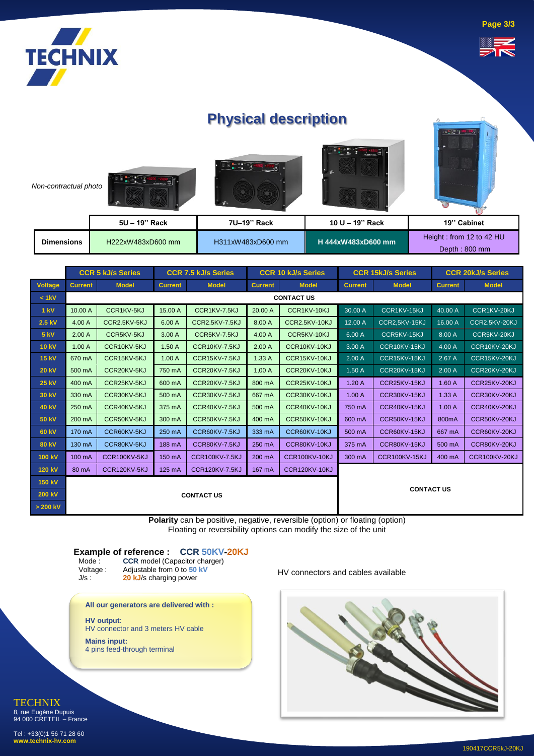## Physical description

*Non-contractual photo*

| | 5U – 19'' Rack | 7U–19'' Rack | 10 U – 19'' Rack | 19'' Cabinet |
|---|---|---|---|---|
| **Dimensions** | H222xW483xD600 mm | H311xW483xD600 mm | H 444xW483xD600 mm | Height : from 12 to 42 HU<br>Depth : 800 mm |

| | CCR 5 kJ/s Series | | CCR 7.5 kJ/s Series | | CCR 10 kJ/s Series | | CCR 15kJ/s Series | | CCR 20kJ/s Series | |
|---|---|---|---|---|---|---|---|---|---|---|
| **Voltage** | **Current** | **Model** | **Current** | **Model** | **Current** | **Model** | **Current** | **Model** | **Current** | **Model** |
| **< 1kV** | **CONTACT US** | | | | | | | | | |
| **1 kV** | 10.00 A | CCR1KV-5KJ | 15.00 A | CCR1KV-7.5KJ | 20.00 A | CCR1KV-10KJ | 30.00 A | CCR1KV-15KJ | 40.00 A | CCR1KV-20KJ |
| **2.5 kV** | 4.00 A | CCR2.5KV-5KJ | 6.00 A | CCR2.5KV-7.5KJ | 8.00 A | CCR2.5KV-10KJ | 12.00 A | CCR2,5KV-15KJ | 16.00 A | CCR2.5KV-20KJ |
| **5 kV** | 2.00 A | CCR5KV-5KJ | 3.00 A | CCR5KV-7.5KJ | 4.00 A | CCR5KV-10KJ | 6.00 A | CCR5KV-15KJ | 8.00 A | CCR5KV-20KJ |
| **10 kV** | 1.00 A | CCR10KV-5KJ | 1.50 A | CCR10KV-7.5KJ | 2.00 A | CCR10KV-10KJ | 3.00 A | CCR10KV-15KJ | 4.00 A | CCR10KV-20KJ |
| **15 kV** | 670 mA | CCR15KV-5KJ | 1.00 A | CCR15KV-7.5KJ | 1.33 A | CCR15KV-10KJ | 2.00 A | CCR15KV-15KJ | 2.67 A | CCR15KV-20KJ |
| **20 kV** | 500 mA | CCR20KV-5KJ | 750 mA | CCR20KV-7.5KJ | 1,00 A | CCR20KV-10KJ | 1.50 A | CCR20KV-15KJ | 2.00 A | CCR20KV-20KJ |
| **25 kV** | 400 mA | CCR25KV-5KJ | 600 mA | CCR20KV-7.5KJ | 800 mA | CCR25KV-10KJ | 1.20 A | CCR25KV-15KJ | 1.60 A | CCR25KV-20KJ |
| **30 kV** | 330 mA | CCR30KV-5KJ | 500 mA | CCR30KV-7.5KJ | 667 mA | CCR30KV-10KJ | 1.00 A | CCR30KV-15KJ | 1.33 A | CCR30KV-20KJ |
| **40 kV** | 250 mA | CCR40KV-5KJ | 375 mA | CCR40KV-7.5KJ | 500 mA | CCR40KV-10KJ | 750 mA | CCR40KV-15KJ | 1.00 A | CCR40KV-20KJ |
| **50 kV** | 200 mA | CCR50KV-5KJ | 300 mA | CCR50KV-7.5KJ | 400 mA | CCR50KV-10KJ | 600 mA | CCR50KV-15KJ | 800mA | CCR50KV-20KJ |
| **60 kV** | 170 mA | CCR60KV-5KJ | 250 mA | CCR60KV-7.5KJ | 333 mA | CCR60KV-10KJ | 500 mA | CCR60KV-15KJ | 667 mA | CCR60KV-20KJ |
| **80 kV** | 130 mA | CCR80KV-5KJ | 188 mA | CCR80KV-7.5KJ | 250 mA | CCR80KV-10KJ | 375 mA | CCR80KV-15KJ | 500 mA | CCR80KV-20KJ |
| **100 kV** | 100 mA | CCR100KV-5KJ | 150 mA | CCR100KV-7.5KJ | 200 mA | CCR100KV-10KJ | 300 mA | CCR100KV-15KJ | 400 mA | CCR100KV-20KJ |
| **120 kV** | 80 mA | CCR120KV-5KJ | 125 mA | CCR120KV-7.5KJ | 167 mA | CCR120KV-10KJ | **CONTACT US** | | | |
| **150 kV** | **CONTACT US** | | | | | | | | | |
| **200 kV** | | | | | | | | | | |
| **> 200 kV** | | | | | | | | | | |

**Polarity** can be positive, negative, reversible (option) or floating (option)
Floating or reversibility options can modify the size of the unit

**Example of reference : CCR 50KV-20KJ**

Mode : **CCR** model (Capacitor charger)
Voltage : Adjustable from 0 to **50 kV**
J/s : **20 kJ**/s charging power

**All our generators are delivered with :**

**HV output**:
HV connector and 3 meters HV cable

**Mains input:**
4 pins feed-through terminal

HV connectors and cables available

TECHNIX
8, rue Eugène Dupuis
94 000 CRETEIL – France

Tel : +33(0)1 56 71 28 60
**www.technix-hv.com**

190417CCR5kJ-20KJ